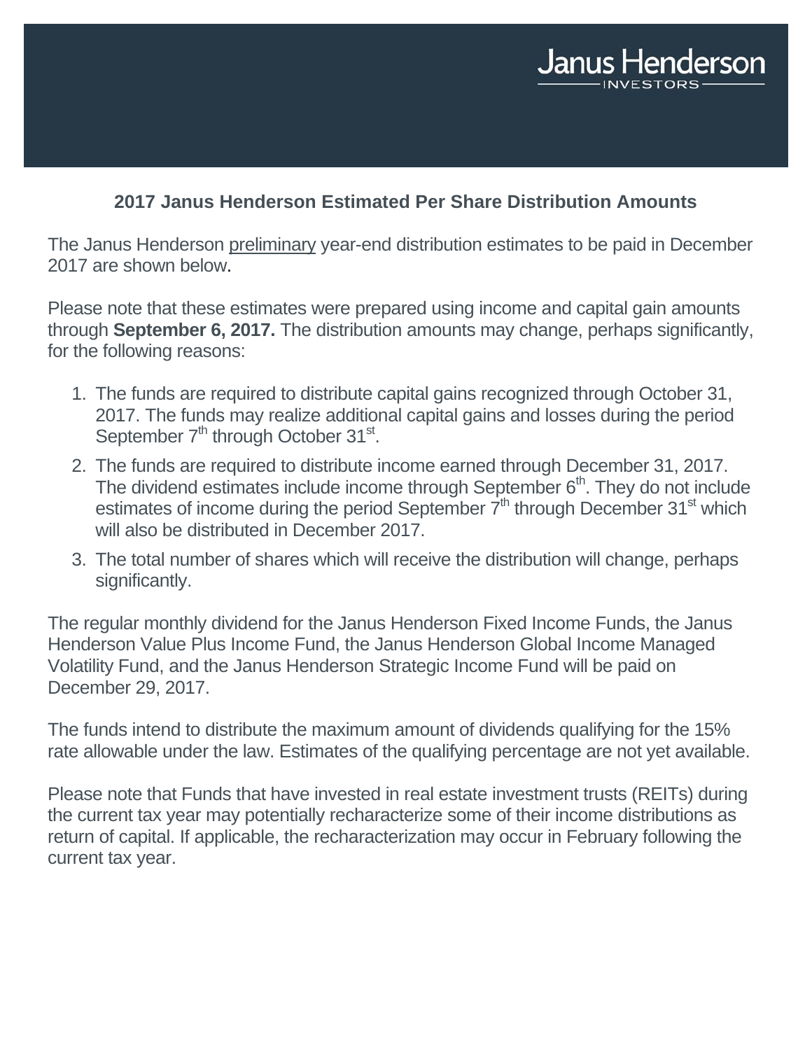Janus Henderson INVESTORS

## 2017 Janus Henderson Estimated Per Share Distribution Amounts

The Janus Henderson preliminary year-end distribution estimates to be paid in December 2017 are shown below.

Please note that these estimates were prepared using income and capital gain amounts through **September 6, 2017.** The distribution amounts may change, perhaps significantly, for the following reasons:

1. The funds are required to distribute capital gains recognized through October 31, 2017. The funds may realize additional capital gains and losses during the period September 7th through October 31st.
2. The funds are required to distribute income earned through December 31, 2017. The dividend estimates include income through September 6th. They do not include estimates of income during the period September 7th through December 31st which will also be distributed in December 2017.
3. The total number of shares which will receive the distribution will change, perhaps significantly.

The regular monthly dividend for the Janus Henderson Fixed Income Funds, the Janus Henderson Value Plus Income Fund, the Janus Henderson Global Income Managed Volatility Fund, and the Janus Henderson Strategic Income Fund will be paid on December 29, 2017.

The funds intend to distribute the maximum amount of dividends qualifying for the 15% rate allowable under the law. Estimates of the qualifying percentage are not yet available.

Please note that Funds that have invested in real estate investment trusts (REITs) during the current tax year may potentially recharacterize some of their income distributions as return of capital. If applicable, the recharacterization may occur in February following the current tax year.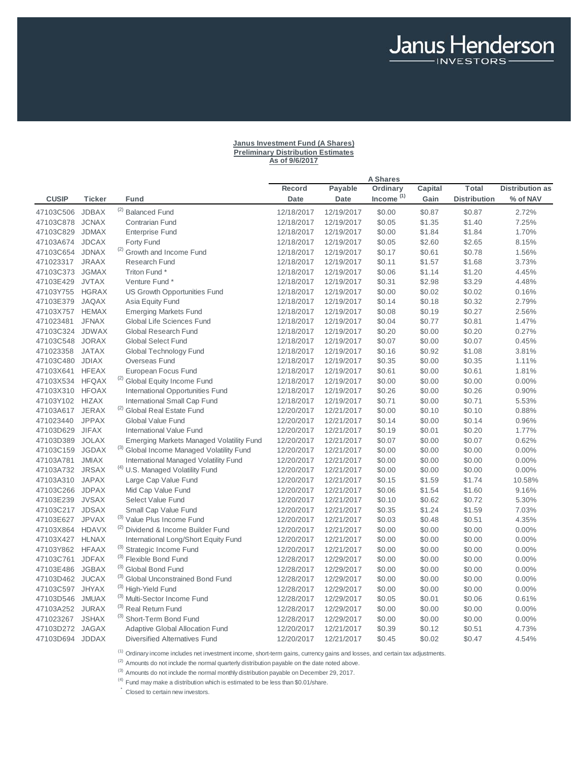Janus Henderson INVESTORS

**Janus Investment Fund (A Shares)**
**Preliminary Distribution Estimates**
**As of 9/6/2017**

| | | | A Shares | | | | | | |
|---|---|---|---|---|---|---|---|---|---|
| **CUSIP** | **Ticker** | **Fund** | **Record Date** | **Payable Date** | **Ordinary Income [1]** | **Capital Gain** | **Total Distribution** | **Distribution as % of NAV** |
| 47103C506 | JDBAX | [2] Balanced Fund | 12/18/2017 | 12/19/2017 | $0.00 | $0.87 | $0.87 | 2.72% |
| 47103C878 | JCNAX | Contrarian Fund | 12/18/2017 | 12/19/2017 | $0.05 | $1.35 | $1.40 | 7.25% |
| 47103C829 | JDMAX | Enterprise Fund | 12/18/2017 | 12/19/2017 | $0.00 | $1.84 | $1.84 | 1.70% |
| 47103A674 | JDCAX | Forty Fund | 12/18/2017 | 12/19/2017 | $0.05 | $2.60 | $2.65 | 8.15% |
| 47103C654 | JDNAX | [2] Growth and Income Fund | 12/18/2017 | 12/19/2017 | $0.17 | $0.61 | $0.78 | 1.56% |
| 471023317 | JRAAX | Research Fund | 12/18/2017 | 12/19/2017 | $0.11 | $1.57 | $1.68 | 3.73% |
| 47103C373 | JGMAX | Triton Fund * | 12/18/2017 | 12/19/2017 | $0.06 | $1.14 | $1.20 | 4.45% |
| 47103E429 | JVTAX | Venture Fund * | 12/18/2017 | 12/19/2017 | $0.31 | $2.98 | $3.29 | 4.48% |
| 47103Y755 | HGRAX | US Growth Opportunities Fund | 12/18/2017 | 12/19/2017 | $0.00 | $0.02 | $0.02 | 0.16% |
| 47103E379 | JAQAX | Asia Equity Fund | 12/18/2017 | 12/19/2017 | $0.14 | $0.18 | $0.32 | 2.79% |
| 47103X757 | HEMAX | Emerging Markets Fund | 12/18/2017 | 12/19/2017 | $0.08 | $0.19 | $0.27 | 2.56% |
| 471023481 | JFNAX | Global Life Sciences Fund | 12/18/2017 | 12/19/2017 | $0.04 | $0.77 | $0.81 | 1.47% |
| 47103C324 | JDWAX | Global Research Fund | 12/18/2017 | 12/19/2017 | $0.20 | $0.00 | $0.20 | 0.27% |
| 47103C548 | JORAX | Global Select Fund | 12/18/2017 | 12/19/2017 | $0.07 | $0.00 | $0.07 | 0.45% |
| 471023358 | JATAX | Global Technology Fund | 12/18/2017 | 12/19/2017 | $0.16 | $0.92 | $1.08 | 3.81% |
| 47103C480 | JDIAX | Overseas Fund | 12/18/2017 | 12/19/2017 | $0.35 | $0.00 | $0.35 | 1.11% |
| 47103X641 | HFEAX | European Focus Fund | 12/18/2017 | 12/19/2017 | $0.61 | $0.00 | $0.61 | 1.81% |
| 47103X534 | HFQAX | [2] Global Equity Income Fund | 12/18/2017 | 12/19/2017 | $0.00 | $0.00 | $0.00 | 0.00% |
| 47103X310 | HFOAX | International Opportunities Fund | 12/18/2017 | 12/19/2017 | $0.26 | $0.00 | $0.26 | 0.90% |
| 47103Y102 | HIZAX | International Small Cap Fund | 12/18/2017 | 12/19/2017 | $0.71 | $0.00 | $0.71 | 5.53% |
| 47103A617 | JERAX | [2] Global Real Estate Fund | 12/20/2017 | 12/21/2017 | $0.00 | $0.10 | $0.10 | 0.88% |
| 471023440 | JPPAX | Global Value Fund | 12/20/2017 | 12/21/2017 | $0.14 | $0.00 | $0.14 | 0.96% |
| 47103D629 | JIFAX | International Value Fund | 12/20/2017 | 12/21/2017 | $0.19 | $0.01 | $0.20 | 1.77% |
| 47103D389 | JOLAX | Emerging Markets Managed Volatility Fund | 12/20/2017 | 12/21/2017 | $0.07 | $0.00 | $0.07 | 0.62% |
| 47103C159 | JGDAX | [3] Global Income Managed Volatility Fund | 12/20/2017 | 12/21/2017 | $0.00 | $0.00 | $0.00 | 0.00% |
| 47103A781 | JMIAX | International Managed Volatility Fund | 12/20/2017 | 12/21/2017 | $0.00 | $0.00 | $0.00 | 0.00% |
| 47103A732 | JRSAX | [4] U.S. Managed Volatility Fund | 12/20/2017 | 12/21/2017 | $0.00 | $0.00 | $0.00 | 0.00% |
| 47103A310 | JAPAX | Large Cap Value Fund | 12/20/2017 | 12/21/2017 | $0.15 | $1.59 | $1.74 | 10.58% |
| 47103C266 | JDPAX | Mid Cap Value Fund | 12/20/2017 | 12/21/2017 | $0.06 | $1.54 | $1.60 | 9.16% |
| 47103E239 | JVSAX | Select Value Fund | 12/20/2017 | 12/21/2017 | $0.10 | $0.62 | $0.72 | 5.30% |
| 47103C217 | JDSAX | Small Cap Value Fund | 12/20/2017 | 12/21/2017 | $0.35 | $1.24 | $1.59 | 7.03% |
| 47103E627 | JPVAX | [3] Value Plus Income Fund | 12/20/2017 | 12/21/2017 | $0.03 | $0.48 | $0.51 | 4.35% |
| 47103X864 | HDAVX | [2] Dividend & Income Builder Fund | 12/20/2017 | 12/21/2017 | $0.00 | $0.00 | $0.00 | 0.00% |
| 47103X427 | HLNAX | International Long/Short Equity Fund | 12/20/2017 | 12/21/2017 | $0.00 | $0.00 | $0.00 | 0.00% |
| 47103Y862 | HFAAX | [3] Strategic Income Fund | 12/20/2017 | 12/21/2017 | $0.00 | $0.00 | $0.00 | 0.00% |
| 47103C761 | JDFAX | [3] Flexible Bond Fund | 12/28/2017 | 12/29/2017 | $0.00 | $0.00 | $0.00 | 0.00% |
| 47103E486 | JGBAX | [3] Global Bond Fund | 12/28/2017 | 12/29/2017 | $0.00 | $0.00 | $0.00 | 0.00% |
| 47103D462 | JUCAX | [3] Global Unconstrained Bond Fund | 12/28/2017 | 12/29/2017 | $0.00 | $0.00 | $0.00 | 0.00% |
| 47103C597 | JHYAX | [3] High-Yield Fund | 12/28/2017 | 12/29/2017 | $0.00 | $0.00 | $0.00 | 0.00% |
| 47103D546 | JMUAX | [3] Multi-Sector Income Fund | 12/28/2017 | 12/29/2017 | $0.05 | $0.01 | $0.06 | 0.61% |
| 47103A252 | JURAX | [3] Real Return Fund | 12/28/2017 | 12/29/2017 | $0.00 | $0.00 | $0.00 | 0.00% |
| 471023267 | JSHAX | [3] Short-Term Bond Fund | 12/28/2017 | 12/29/2017 | $0.00 | $0.00 | $0.00 | 0.00% |
| 47103D272 | JAGAX | Adaptive Global Allocation Fund | 12/20/2017 | 12/21/2017 | $0.39 | $0.12 | $0.51 | 4.73% |
| 47103D694 | JDDAX | Diversified Alternatives Fund | 12/20/2017 | 12/21/2017 | $0.45 | $0.02 | $0.47 | 4.54% |

[1] Ordinary income includes net investment income, short-term gains, currency gains and losses, and certain tax adjustments.

[2] Amounts do not include the normal quarterly distribution payable on the date noted above.

[3] Amounts do not include the normal monthly distribution payable on December 29, 2017.

[4] Fund may make a distribution which is estimated to be less than $0.01/share.

\* Closed to certain new investors.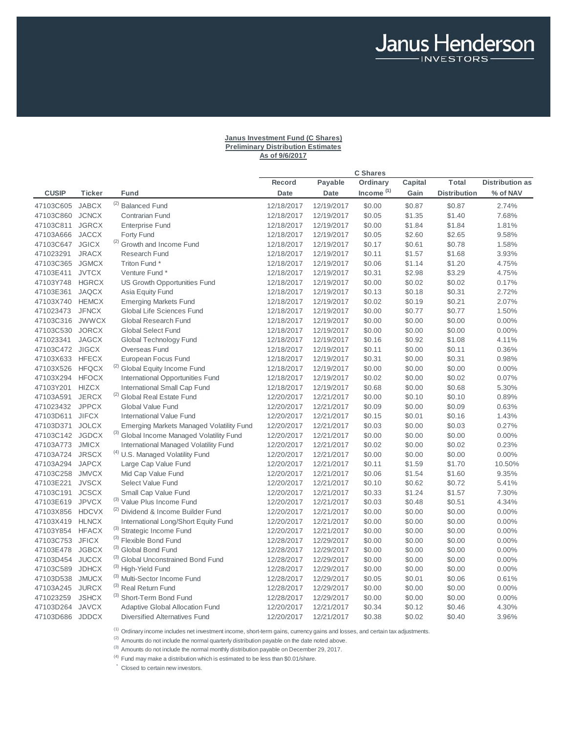Janus Henderson INVESTORS

**Janus Investment Fund (C Shares)**
**Preliminary Distribution Estimates**
**As of 9/6/2017**

| | | | C Shares | | | | | | |
|---|---|---|---|---|---|---|---|---|---|
| **CUSIP** | **Ticker** | **Fund** | **Record Date** | **Payable Date** | **Ordinary Income [1]** | **Capital Gain** | **Total Distribution** | **Distribution as % of NAV** |
| 47103C605 | JABCX | [2] Balanced Fund | 12/18/2017 | 12/19/2017 | $0.00 | $0.87 | $0.87 | 2.74% |
| 47103C860 | JCNCX | Contrarian Fund | 12/18/2017 | 12/19/2017 | $0.05 | $1.35 | $1.40 | 7.68% |
| 47103C811 | JGRCX | Enterprise Fund | 12/18/2017 | 12/19/2017 | $0.00 | $1.84 | $1.84 | 1.81% |
| 47103A666 | JACCX | Forty Fund | 12/18/2017 | 12/19/2017 | $0.05 | $2.60 | $2.65 | 9.58% |
| 47103C647 | JGICX | [2] Growth and Income Fund | 12/18/2017 | 12/19/2017 | $0.17 | $0.61 | $0.78 | 1.58% |
| 471023291 | JRACX | Research Fund | 12/18/2017 | 12/19/2017 | $0.11 | $1.57 | $1.68 | 3.93% |
| 47103C365 | JGMCX | Triton Fund * | 12/18/2017 | 12/19/2017 | $0.06 | $1.14 | $1.20 | 4.75% |
| 47103E411 | JVTCX | Venture Fund * | 12/18/2017 | 12/19/2017 | $0.31 | $2.98 | $3.29 | 4.75% |
| 47103Y748 | HGRCX | US Growth Opportunities Fund | 12/18/2017 | 12/19/2017 | $0.00 | $0.02 | $0.02 | 0.17% |
| 47103E361 | JAQCX | Asia Equity Fund | 12/18/2017 | 12/19/2017 | $0.13 | $0.18 | $0.31 | 2.72% |
| 47103X740 | HEMCX | Emerging Markets Fund | 12/18/2017 | 12/19/2017 | $0.02 | $0.19 | $0.21 | 2.07% |
| 471023473 | JFNCX | Global Life Sciences Fund | 12/18/2017 | 12/19/2017 | $0.00 | $0.77 | $0.77 | 1.50% |
| 47103C316 | JWWCX | Global Research Fund | 12/18/2017 | 12/19/2017 | $0.00 | $0.00 | $0.00 | 0.00% |
| 47103C530 | JORCX | Global Select Fund | 12/18/2017 | 12/19/2017 | $0.00 | $0.00 | $0.00 | 0.00% |
| 471023341 | JAGCX | Global Technology Fund | 12/18/2017 | 12/19/2017 | $0.16 | $0.92 | $1.08 | 4.11% |
| 47103C472 | JIGCX | Overseas Fund | 12/18/2017 | 12/19/2017 | $0.11 | $0.00 | $0.11 | 0.36% |
| 47103X633 | HFECX | European Focus Fund | 12/18/2017 | 12/19/2017 | $0.31 | $0.00 | $0.31 | 0.98% |
| 47103X526 | HFQCX | [2] Global Equity Income Fund | 12/18/2017 | 12/19/2017 | $0.00 | $0.00 | $0.00 | 0.00% |
| 47103X294 | HFOCX | International Opportunities Fund | 12/18/2017 | 12/19/2017 | $0.02 | $0.00 | $0.02 | 0.07% |
| 47103Y201 | HIZCX | International Small Cap Fund | 12/18/2017 | 12/19/2017 | $0.68 | $0.00 | $0.68 | 5.30% |
| 47103A591 | JERCX | [2] Global Real Estate Fund | 12/20/2017 | 12/21/2017 | $0.00 | $0.10 | $0.10 | 0.89% |
| 471023432 | JPPCX | Global Value Fund | 12/20/2017 | 12/21/2017 | $0.09 | $0.00 | $0.09 | 0.63% |
| 47103D611 | JIFCX | International Value Fund | 12/20/2017 | 12/21/2017 | $0.15 | $0.01 | $0.16 | 1.43% |
| 47103D371 | JOLCX | Emerging Markets Managed Volatility Fund | 12/20/2017 | 12/21/2017 | $0.03 | $0.00 | $0.03 | 0.27% |
| 47103C142 | JGDCX | [3] Global Income Managed Volatility Fund | 12/20/2017 | 12/21/2017 | $0.00 | $0.00 | $0.00 | 0.00% |
| 47103A773 | JMICX | International Managed Volatility Fund | 12/20/2017 | 12/21/2017 | $0.02 | $0.00 | $0.02 | 0.23% |
| 47103A724 | JRSCX | [4] U.S. Managed Volatility Fund | 12/20/2017 | 12/21/2017 | $0.00 | $0.00 | $0.00 | 0.00% |
| 47103A294 | JAPCX | Large Cap Value Fund | 12/20/2017 | 12/21/2017 | $0.11 | $1.59 | $1.70 | 10.50% |
| 47103C258 | JMVCX | Mid Cap Value Fund | 12/20/2017 | 12/21/2017 | $0.06 | $1.54 | $1.60 | 9.35% |
| 47103E221 | JVSCX | Select Value Fund | 12/20/2017 | 12/21/2017 | $0.10 | $0.62 | $0.72 | 5.41% |
| 47103C191 | JCSCX | Small Cap Value Fund | 12/20/2017 | 12/21/2017 | $0.33 | $1.24 | $1.57 | 7.30% |
| 47103E619 | JPVCX | [3] Value Plus Income Fund | 12/20/2017 | 12/21/2017 | $0.03 | $0.48 | $0.51 | 4.34% |
| 47103X856 | HDCVX | [2] Dividend & Income Builder Fund | 12/20/2017 | 12/21/2017 | $0.00 | $0.00 | $0.00 | 0.00% |
| 47103X419 | HLNCX | International Long/Short Equity Fund | 12/20/2017 | 12/21/2017 | $0.00 | $0.00 | $0.00 | 0.00% |
| 47103Y854 | HFACX | [3] Strategic Income Fund | 12/20/2017 | 12/21/2017 | $0.00 | $0.00 | $0.00 | 0.00% |
| 47103C753 | JFICX | [3] Flexible Bond Fund | 12/28/2017 | 12/29/2017 | $0.00 | $0.00 | $0.00 | 0.00% |
| 47103E478 | JGBCX | [3] Global Bond Fund | 12/28/2017 | 12/29/2017 | $0.00 | $0.00 | $0.00 | 0.00% |
| 47103D454 | JUCCX | [3] Global Unconstrained Bond Fund | 12/28/2017 | 12/29/2017 | $0.00 | $0.00 | $0.00 | 0.00% |
| 47103C589 | JDHCX | [3] High-Yield Fund | 12/28/2017 | 12/29/2017 | $0.00 | $0.00 | $0.00 | 0.00% |
| 47103D538 | JMUCX | [3] Multi-Sector Income Fund | 12/28/2017 | 12/29/2017 | $0.05 | $0.01 | $0.06 | 0.61% |
| 47103A245 | JURCX | [3] Real Return Fund | 12/28/2017 | 12/29/2017 | $0.00 | $0.00 | $0.00 | 0.00% |
| 471023259 | JSHCX | [3] Short-Term Bond Fund | 12/28/2017 | 12/29/2017 | $0.00 | $0.00 | $0.00 | 0.00% |
| 47103D264 | JAVCX | Adaptive Global Allocation Fund | 12/20/2017 | 12/21/2017 | $0.34 | $0.12 | $0.46 | 4.30% |
| 47103D686 | JDDCX | Diversified Alternatives Fund | 12/20/2017 | 12/21/2017 | $0.38 | $0.02 | $0.40 | 3.96% |

[1] Ordinary income includes net investment income, short-term gains, currency gains and losses, and certain tax adjustments.

[2] Amounts do not include the normal quarterly distribution payable on the date noted above.

[3] Amounts do not include the normal monthly distribution payable on December 29, 2017.

[4] Fund may make a distribution which is estimated to be less than $0.01/share.

\* Closed to certain new investors.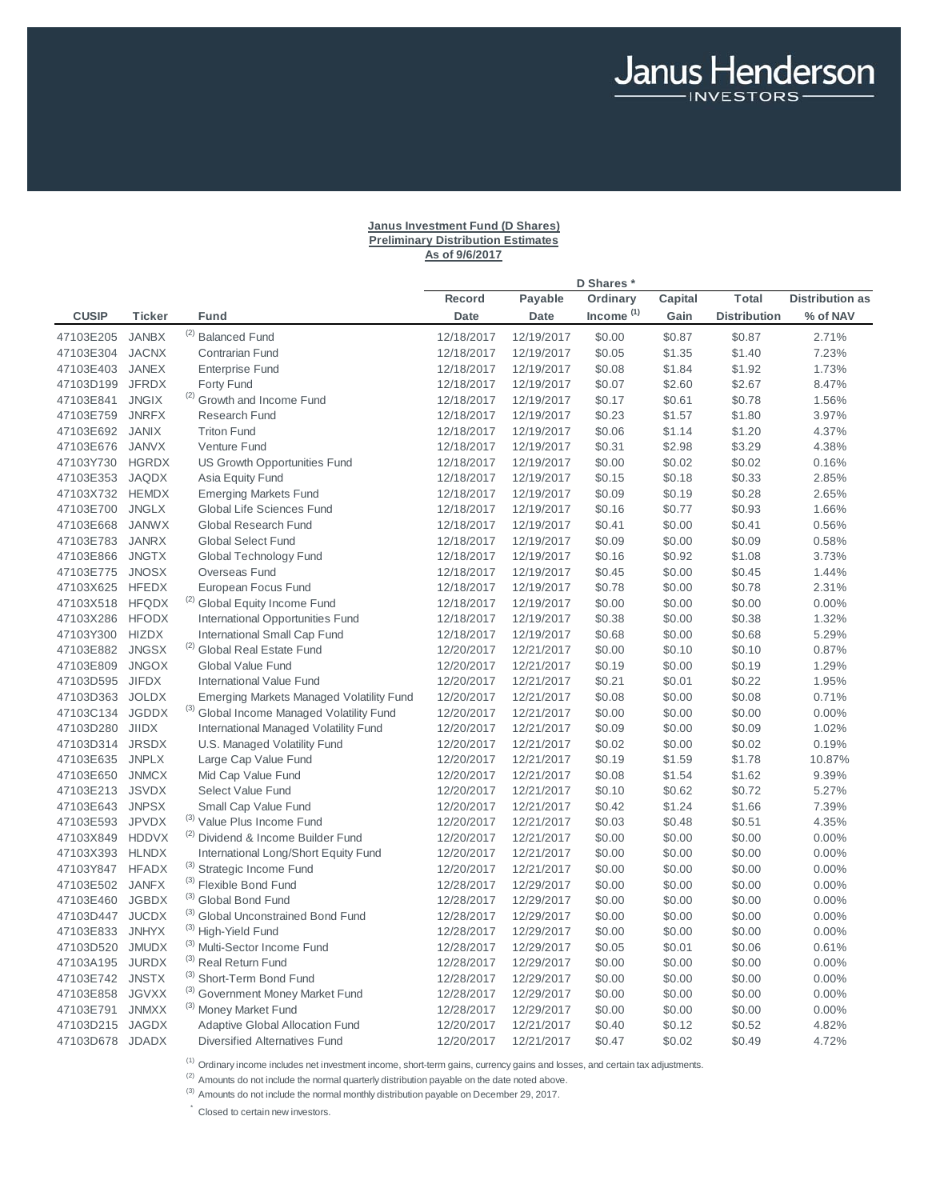Janus Henderson INVESTORS

**Janus Investment Fund (D Shares)**
**Preliminary Distribution Estimates**
**As of 9/6/2017**

| | | | D Shares * | | | | | |
|---|---|---|---|---|---|---|---|---|
| **CUSIP** | **Ticker** | **Fund** | **Record Date** | **Payable Date** | **Ordinary Income (1)** | **Capital Gain** | **Total Distribution** | **Distribution as % of NAV** |
| 47103E205 | JANBX | (2) Balanced Fund | 12/18/2017 | 12/19/2017 | $0.00 | $0.87 | $0.87 | 2.71% |
| 47103E304 | JACNX | Contrarian Fund | 12/18/2017 | 12/19/2017 | $0.05 | $1.35 | $1.40 | 7.23% |
| 47103E403 | JANEX | Enterprise Fund | 12/18/2017 | 12/19/2017 | $0.08 | $1.84 | $1.92 | 1.73% |
| 47103D199 | JFRDX | Forty Fund | 12/18/2017 | 12/19/2017 | $0.07 | $2.60 | $2.67 | 8.47% |
| 47103E841 | JNGIX | (2) Growth and Income Fund | 12/18/2017 | 12/19/2017 | $0.17 | $0.61 | $0.78 | 1.56% |
| 47103E759 | JNRFX | Research Fund | 12/18/2017 | 12/19/2017 | $0.23 | $1.57 | $1.80 | 3.97% |
| 47103E692 | JANIX | Triton Fund | 12/18/2017 | 12/19/2017 | $0.06 | $1.14 | $1.20 | 4.37% |
| 47103E676 | JANVX | Venture Fund | 12/18/2017 | 12/19/2017 | $0.31 | $2.98 | $3.29 | 4.38% |
| 47103Y730 | HGRDX | US Growth Opportunities Fund | 12/18/2017 | 12/19/2017 | $0.00 | $0.02 | $0.02 | 0.16% |
| 47103E353 | JAQDX | Asia Equity Fund | 12/18/2017 | 12/19/2017 | $0.15 | $0.18 | $0.33 | 2.85% |
| 47103X732 | HEMDX | Emerging Markets Fund | 12/18/2017 | 12/19/2017 | $0.09 | $0.19 | $0.28 | 2.65% |
| 47103E700 | JNGLX | Global Life Sciences Fund | 12/18/2017 | 12/19/2017 | $0.16 | $0.77 | $0.93 | 1.66% |
| 47103E668 | JANWX | Global Research Fund | 12/18/2017 | 12/19/2017 | $0.41 | $0.00 | $0.41 | 0.56% |
| 47103E783 | JANRX | Global Select Fund | 12/18/2017 | 12/19/2017 | $0.09 | $0.00 | $0.09 | 0.58% |
| 47103E866 | JNGTX | Global Technology Fund | 12/18/2017 | 12/19/2017 | $0.16 | $0.92 | $1.08 | 3.73% |
| 47103E775 | JNOSX | Overseas Fund | 12/18/2017 | 12/19/2017 | $0.45 | $0.00 | $0.45 | 1.44% |
| 47103X625 | HFEDX | European Focus Fund | 12/18/2017 | 12/19/2017 | $0.78 | $0.00 | $0.78 | 2.31% |
| 47103X518 | HFQDX | (2) Global Equity Income Fund | 12/18/2017 | 12/19/2017 | $0.00 | $0.00 | $0.00 | 0.00% |
| 47103X286 | HFODX | International Opportunities Fund | 12/18/2017 | 12/19/2017 | $0.38 | $0.00 | $0.38 | 1.32% |
| 47103Y300 | HIZDX | International Small Cap Fund | 12/18/2017 | 12/19/2017 | $0.68 | $0.00 | $0.68 | 5.29% |
| 47103E882 | JNGSX | (2) Global Real Estate Fund | 12/20/2017 | 12/21/2017 | $0.00 | $0.10 | $0.10 | 0.87% |
| 47103E809 | JNGOX | Global Value Fund | 12/20/2017 | 12/21/2017 | $0.19 | $0.00 | $0.19 | 1.29% |
| 47103D595 | JIFDX | International Value Fund | 12/20/2017 | 12/21/2017 | $0.21 | $0.01 | $0.22 | 1.95% |
| 47103D363 | JOLDX | Emerging Markets Managed Volatility Fund | 12/20/2017 | 12/21/2017 | $0.08 | $0.00 | $0.08 | 0.71% |
| 47103C134 | JGDDX | (3) Global Income Managed Volatility Fund | 12/20/2017 | 12/21/2017 | $0.00 | $0.00 | $0.00 | 0.00% |
| 47103D280 | JIIDX | International Managed Volatility Fund | 12/20/2017 | 12/21/2017 | $0.09 | $0.00 | $0.09 | 1.02% |
| 47103D314 | JRSDX | U.S. Managed Volatility Fund | 12/20/2017 | 12/21/2017 | $0.02 | $0.00 | $0.02 | 0.19% |
| 47103E635 | JNPLX | Large Cap Value Fund | 12/20/2017 | 12/21/2017 | $0.19 | $1.59 | $1.78 | 10.87% |
| 47103E650 | JNMCX | Mid Cap Value Fund | 12/20/2017 | 12/21/2017 | $0.08 | $1.54 | $1.62 | 9.39% |
| 47103E213 | JSVDX | Select Value Fund | 12/20/2017 | 12/21/2017 | $0.10 | $0.62 | $0.72 | 5.27% |
| 47103E643 | JNPSX | Small Cap Value Fund | 12/20/2017 | 12/21/2017 | $0.42 | $1.24 | $1.66 | 7.39% |
| 47103E593 | JPVDX | (3) Value Plus Income Fund | 12/20/2017 | 12/21/2017 | $0.03 | $0.48 | $0.51 | 4.35% |
| 47103X849 | HDDVX | (2) Dividend & Income Builder Fund | 12/20/2017 | 12/21/2017 | $0.00 | $0.00 | $0.00 | 0.00% |
| 47103X393 | HLNDX | International Long/Short Equity Fund | 12/20/2017 | 12/21/2017 | $0.00 | $0.00 | $0.00 | 0.00% |
| 47103Y847 | HFADX | (3) Strategic Income Fund | 12/20/2017 | 12/21/2017 | $0.00 | $0.00 | $0.00 | 0.00% |
| 47103E502 | JANFX | (3) Flexible Bond Fund | 12/28/2017 | 12/29/2017 | $0.00 | $0.00 | $0.00 | 0.00% |
| 47103E460 | JGBDX | (3) Global Bond Fund | 12/28/2017 | 12/29/2017 | $0.00 | $0.00 | $0.00 | 0.00% |
| 47103D447 | JUCDX | (3) Global Unconstrained Bond Fund | 12/28/2017 | 12/29/2017 | $0.00 | $0.00 | $0.00 | 0.00% |
| 47103E833 | JNHYX | (3) High-Yield Fund | 12/28/2017 | 12/29/2017 | $0.00 | $0.00 | $0.00 | 0.00% |
| 47103D520 | JMUDX | (3) Multi-Sector Income Fund | 12/28/2017 | 12/29/2017 | $0.05 | $0.01 | $0.06 | 0.61% |
| 47103A195 | JURDX | (3) Real Return Fund | 12/28/2017 | 12/29/2017 | $0.00 | $0.00 | $0.00 | 0.00% |
| 47103E742 | JNSTX | (3) Short-Term Bond Fund | 12/28/2017 | 12/29/2017 | $0.00 | $0.00 | $0.00 | 0.00% |
| 47103E858 | JGVXX | (3) Government Money Market Fund | 12/28/2017 | 12/29/2017 | $0.00 | $0.00 | $0.00 | 0.00% |
| 47103E791 | JNMXX | (3) Money Market Fund | 12/28/2017 | 12/29/2017 | $0.00 | $0.00 | $0.00 | 0.00% |
| 47103D215 | JAGDX | Adaptive Global Allocation Fund | 12/20/2017 | 12/21/2017 | $0.40 | $0.12 | $0.52 | 4.82% |
| 47103D678 | JDADX | Diversified Alternatives Fund | 12/20/2017 | 12/21/2017 | $0.47 | $0.02 | $0.49 | 4.72% |

(1) Ordinary income includes net investment income, short-term gains, currency gains and losses, and certain tax adjustments.

(2) Amounts do not include the normal quarterly distribution payable on the date noted above.

(3) Amounts do not include the normal monthly distribution payable on December 29, 2017.

\* Closed to certain new investors.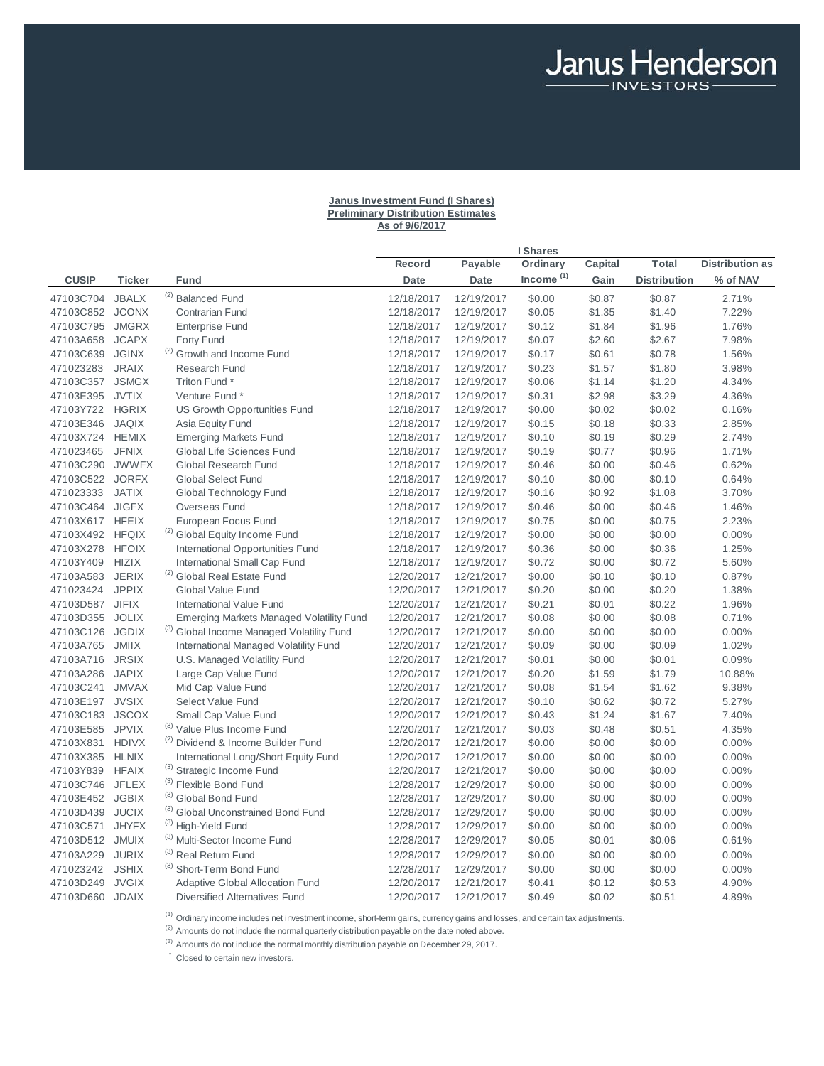Janus Henderson INVESTORS

**Janus Investment Fund (I Shares)**
**Preliminary Distribution Estimates**
**As of 9/6/2017**

| | | | I Shares | | | | | | |
|---|---|---|---|---|---|---|---|---|---|
| **CUSIP** | **Ticker** | **Fund** | **Record Date** | **Payable Date** | **Ordinary Income [1]** | **Capital Gain** | **Total Distribution** | **Distribution as % of NAV** |
| 47103C704 | JBALX | [2] Balanced Fund | 12/18/2017 | 12/19/2017 | $0.00 | $0.87 | $0.87 | 2.71% |
| 47103C852 | JCONX | Contrarian Fund | 12/18/2017 | 12/19/2017 | $0.05 | $1.35 | $1.40 | 7.22% |
| 47103C795 | JMGRX | Enterprise Fund | 12/18/2017 | 12/19/2017 | $0.12 | $1.84 | $1.96 | 1.76% |
| 47103A658 | JCAPX | Forty Fund | 12/18/2017 | 12/19/2017 | $0.07 | $2.60 | $2.67 | 7.98% |
| 47103C639 | JGINX | [2] Growth and Income Fund | 12/18/2017 | 12/19/2017 | $0.17 | $0.61 | $0.78 | 1.56% |
| 471023283 | JRAIX | Research Fund | 12/18/2017 | 12/19/2017 | $0.23 | $1.57 | $1.80 | 3.98% |
| 47103C357 | JSMGX | Triton Fund * | 12/18/2017 | 12/19/2017 | $0.06 | $1.14 | $1.20 | 4.34% |
| 47103E395 | JVTIX | Venture Fund * | 12/18/2017 | 12/19/2017 | $0.31 | $2.98 | $3.29 | 4.36% |
| 47103Y722 | HGRIX | US Growth Opportunities Fund | 12/18/2017 | 12/19/2017 | $0.00 | $0.02 | $0.02 | 0.16% |
| 47103E346 | JAQIX | Asia Equity Fund | 12/18/2017 | 12/19/2017 | $0.15 | $0.18 | $0.33 | 2.85% |
| 47103X724 | HEMIX | Emerging Markets Fund | 12/18/2017 | 12/19/2017 | $0.10 | $0.19 | $0.29 | 2.74% |
| 471023465 | JFNIX | Global Life Sciences Fund | 12/18/2017 | 12/19/2017 | $0.19 | $0.77 | $0.96 | 1.71% |
| 47103C290 | JWWFX | Global Research Fund | 12/18/2017 | 12/19/2017 | $0.46 | $0.00 | $0.46 | 0.62% |
| 47103C522 | JORFX | Global Select Fund | 12/18/2017 | 12/19/2017 | $0.10 | $0.00 | $0.10 | 0.64% |
| 471023333 | JATIX | Global Technology Fund | 12/18/2017 | 12/19/2017 | $0.16 | $0.92 | $1.08 | 3.70% |
| 47103C464 | JIGFX | Overseas Fund | 12/18/2017 | 12/19/2017 | $0.46 | $0.00 | $0.46 | 1.46% |
| 47103X617 | HFEIX | European Focus Fund | 12/18/2017 | 12/19/2017 | $0.75 | $0.00 | $0.75 | 2.23% |
| 47103X492 | HFQIX | [2] Global Equity Income Fund | 12/18/2017 | 12/19/2017 | $0.00 | $0.00 | $0.00 | 0.00% |
| 47103X278 | HFOIX | International Opportunities Fund | 12/18/2017 | 12/19/2017 | $0.36 | $0.00 | $0.36 | 1.25% |
| 47103Y409 | HIZIX | International Small Cap Fund | 12/18/2017 | 12/19/2017 | $0.72 | $0.00 | $0.72 | 5.60% |
| 47103A583 | JERIX | [2] Global Real Estate Fund | 12/20/2017 | 12/21/2017 | $0.00 | $0.10 | $0.10 | 0.87% |
| 471023424 | JPPIX | Global Value Fund | 12/20/2017 | 12/21/2017 | $0.20 | $0.00 | $0.20 | 1.38% |
| 47103D587 | JIFIX | International Value Fund | 12/20/2017 | 12/21/2017 | $0.21 | $0.01 | $0.22 | 1.96% |
| 47103D355 | JOLIX | Emerging Markets Managed Volatility Fund | 12/20/2017 | 12/21/2017 | $0.08 | $0.00 | $0.08 | 0.71% |
| 47103C126 | JGDIX | [3] Global Income Managed Volatility Fund | 12/20/2017 | 12/21/2017 | $0.00 | $0.00 | $0.00 | 0.00% |
| 47103A765 | JMIIX | International Managed Volatility Fund | 12/20/2017 | 12/21/2017 | $0.09 | $0.00 | $0.09 | 1.02% |
| 47103A716 | JRSIX | U.S. Managed Volatility Fund | 12/20/2017 | 12/21/2017 | $0.01 | $0.00 | $0.01 | 0.09% |
| 47103A286 | JAPIX | Large Cap Value Fund | 12/20/2017 | 12/21/2017 | $0.20 | $1.59 | $1.79 | 10.88% |
| 47103C241 | JMVAX | Mid Cap Value Fund | 12/20/2017 | 12/21/2017 | $0.08 | $1.54 | $1.62 | 9.38% |
| 47103E197 | JVSIX | Select Value Fund | 12/20/2017 | 12/21/2017 | $0.10 | $0.62 | $0.72 | 5.27% |
| 47103C183 | JSCOX | Small Cap Value Fund | 12/20/2017 | 12/21/2017 | $0.43 | $1.24 | $1.67 | 7.40% |
| 47103E585 | JPVIX | [3] Value Plus Income Fund | 12/20/2017 | 12/21/2017 | $0.03 | $0.48 | $0.51 | 4.35% |
| 47103X831 | HDIVX | [2] Dividend & Income Builder Fund | 12/20/2017 | 12/21/2017 | $0.00 | $0.00 | $0.00 | 0.00% |
| 47103X385 | HLNIX | International Long/Short Equity Fund | 12/20/2017 | 12/21/2017 | $0.00 | $0.00 | $0.00 | 0.00% |
| 47103Y839 | HFAIX | [3] Strategic Income Fund | 12/20/2017 | 12/21/2017 | $0.00 | $0.00 | $0.00 | 0.00% |
| 47103C746 | JFLEX | [3] Flexible Bond Fund | 12/28/2017 | 12/29/2017 | $0.00 | $0.00 | $0.00 | 0.00% |
| 47103E452 | JGBIX | [3] Global Bond Fund | 12/28/2017 | 12/29/2017 | $0.00 | $0.00 | $0.00 | 0.00% |
| 47103D439 | JUCIX | [3] Global Unconstrained Bond Fund | 12/28/2017 | 12/29/2017 | $0.00 | $0.00 | $0.00 | 0.00% |
| 47103C571 | JHYFX | [3] High-Yield Fund | 12/28/2017 | 12/29/2017 | $0.00 | $0.00 | $0.00 | 0.00% |
| 47103D512 | JMUIX | [3] Multi-Sector Income Fund | 12/28/2017 | 12/29/2017 | $0.05 | $0.01 | $0.06 | 0.61% |
| 47103A229 | JURIX | [3] Real Return Fund | 12/28/2017 | 12/29/2017 | $0.00 | $0.00 | $0.00 | 0.00% |
| 471023242 | JSHIX | [3] Short-Term Bond Fund | 12/28/2017 | 12/29/2017 | $0.00 | $0.00 | $0.00 | 0.00% |
| 47103D249 | JVGIX | Adaptive Global Allocation Fund | 12/20/2017 | 12/21/2017 | $0.41 | $0.12 | $0.53 | 4.90% |
| 47103D660 | JDAIX | Diversified Alternatives Fund | 12/20/2017 | 12/21/2017 | $0.49 | $0.02 | $0.51 | 4.89% |

[1] Ordinary income includes net investment income, short-term gains, currency gains and losses, and certain tax adjustments.

[2] Amounts do not include the normal quarterly distribution payable on the date noted above.

[3] Amounts do not include the normal monthly distribution payable on December 29, 2017.

* Closed to certain new investors.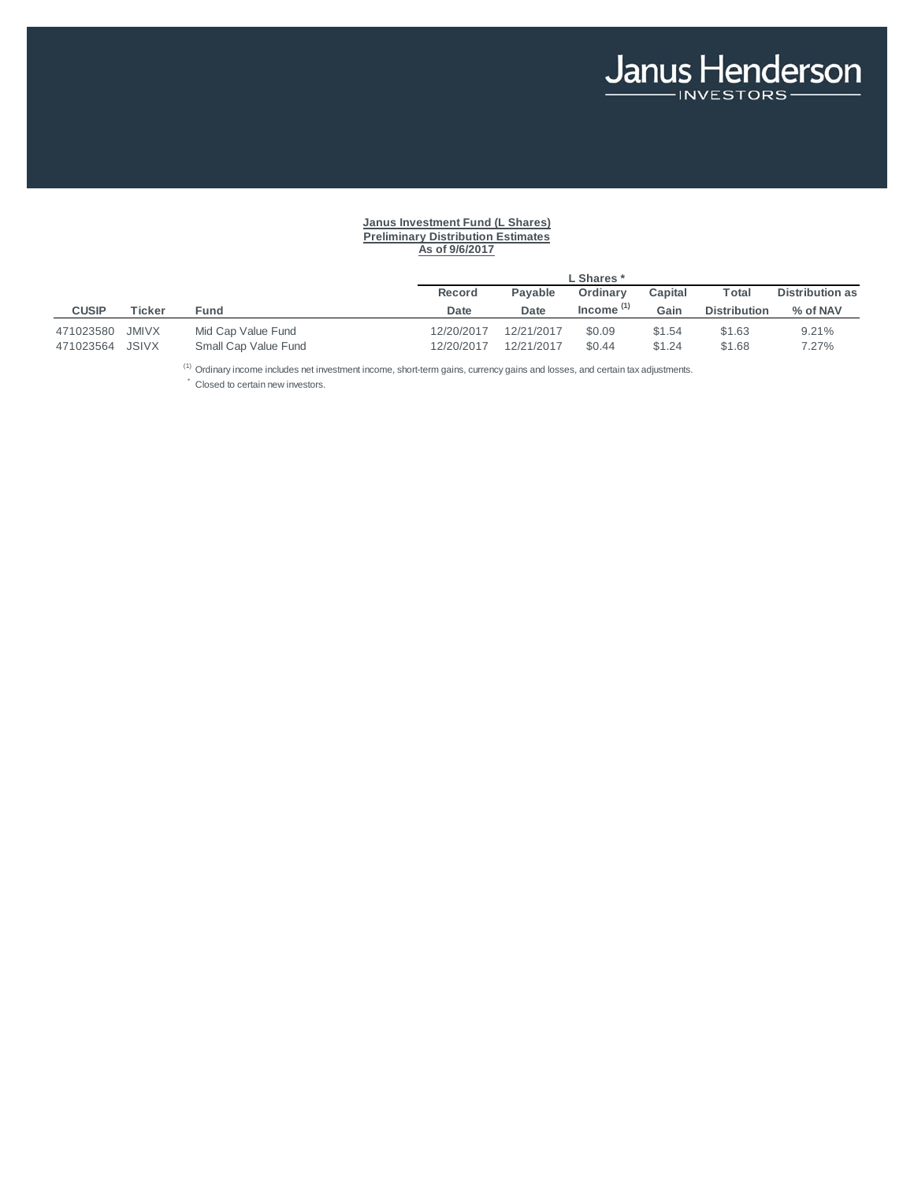Janus Henderson
INVESTORS

**Janus Investment Fund (L Shares)**
**Preliminary Distribution Estimates**
**As of 9/6/2017**

| | | | L Shares * | | | | | |
|---|---|---|---|---|---|---|---|---|
| **CUSIP** | **Ticker** | **Fund** | **Record Date** | **Payable Date** | **Ordinary Income [(1)]** | **Capital Gain** | **Total Distribution** | **Distribution as % of NAV** |
| 471023580 | JMIVX | Mid Cap Value Fund | 12/20/2017 | 12/21/2017 | $0.09 | $1.54 | $1.63 | 9.21% |
| 471023564 | JSIVX | Small Cap Value Fund | 12/20/2017 | 12/21/2017 | $0.44 | $1.24 | $1.68 | 7.27% |

[(1)] Ordinary income includes net investment income, short-term gains, currency gains and losses, and certain tax adjustments.

* Closed to certain new investors.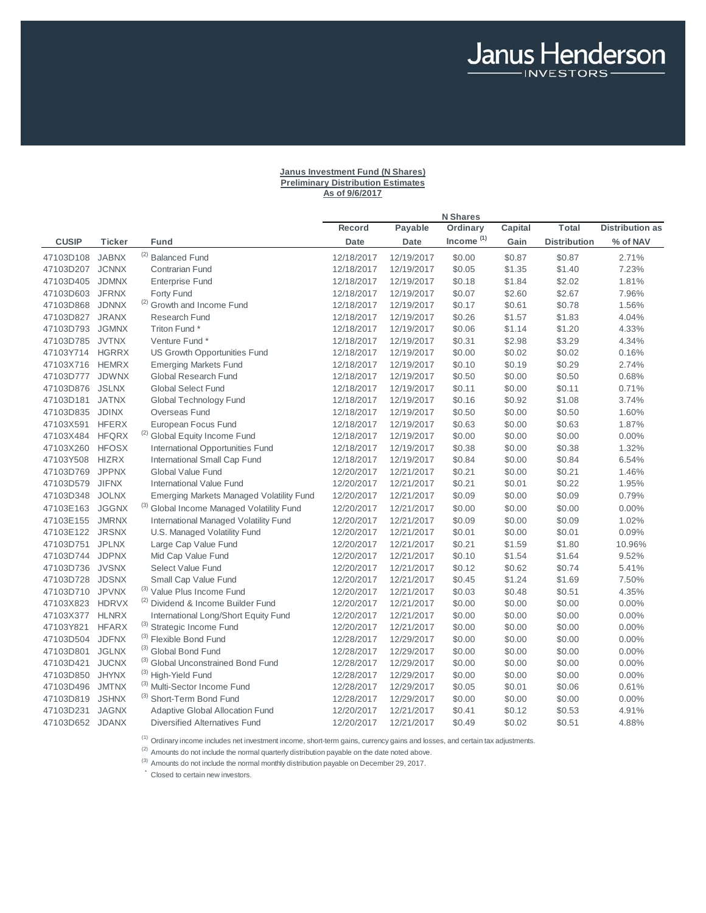Janus Henderson INVESTORS

**Janus Investment Fund (N Shares)**
**Preliminary Distribution Estimates**
**As of 9/6/2017**

| CUSIP | Ticker | Fund | Record Date | Payable Date | N Shares Ordinary Income [(1)] | Capital Gain | Total Distribution | Distribution as % of NAV |
|---|---|---|---|---|---|---|---|---|
| 47103D108 | JABNX | [(2)] Balanced Fund | 12/18/2017 | 12/19/2017 | $0.00 | $0.87 | $0.87 | 2.71% |
| 47103D207 | JCNNX | Contrarian Fund | 12/18/2017 | 12/19/2017 | $0.05 | $1.35 | $1.40 | 7.23% |
| 47103D405 | JDMNX | Enterprise Fund | 12/18/2017 | 12/19/2017 | $0.18 | $1.84 | $2.02 | 1.81% |
| 47103D603 | JFRNX | Forty Fund | 12/18/2017 | 12/19/2017 | $0.07 | $2.60 | $2.67 | 7.96% |
| 47103D868 | JDNNX | [(2)] Growth and Income Fund | 12/18/2017 | 12/19/2017 | $0.17 | $0.61 | $0.78 | 1.56% |
| 47103D827 | JRANX | Research Fund | 12/18/2017 | 12/19/2017 | $0.26 | $1.57 | $1.83 | 4.04% |
| 47103D793 | JGMNX | Triton Fund * | 12/18/2017 | 12/19/2017 | $0.06 | $1.14 | $1.20 | 4.33% |
| 47103D785 | JVTNX | Venture Fund * | 12/18/2017 | 12/19/2017 | $0.31 | $2.98 | $3.29 | 4.34% |
| 47103Y714 | HGRRX | US Growth Opportunities Fund | 12/18/2017 | 12/19/2017 | $0.00 | $0.02 | $0.02 | 0.16% |
| 47103X716 | HEMRX | Emerging Markets Fund | 12/18/2017 | 12/19/2017 | $0.10 | $0.19 | $0.29 | 2.74% |
| 47103D777 | JDWNX | Global Research Fund | 12/18/2017 | 12/19/2017 | $0.50 | $0.00 | $0.50 | 0.68% |
| 47103D876 | JSLNX | Global Select Fund | 12/18/2017 | 12/19/2017 | $0.11 | $0.00 | $0.11 | 0.71% |
| 47103D181 | JATNX | Global Technology Fund | 12/18/2017 | 12/19/2017 | $0.16 | $0.92 | $1.08 | 3.74% |
| 47103D835 | JDINX | Overseas Fund | 12/18/2017 | 12/19/2017 | $0.50 | $0.00 | $0.50 | 1.60% |
| 47103X591 | HFERX | European Focus Fund | 12/18/2017 | 12/19/2017 | $0.63 | $0.00 | $0.63 | 1.87% |
| 47103X484 | HFQRX | [(2)] Global Equity Income Fund | 12/18/2017 | 12/19/2017 | $0.00 | $0.00 | $0.00 | 0.00% |
| 47103X260 | HFOSX | International Opportunities Fund | 12/18/2017 | 12/19/2017 | $0.38 | $0.00 | $0.38 | 1.32% |
| 47103Y508 | HIZRX | International Small Cap Fund | 12/18/2017 | 12/19/2017 | $0.84 | $0.00 | $0.84 | 6.54% |
| 47103D769 | JPPNX | Global Value Fund | 12/20/2017 | 12/21/2017 | $0.21 | $0.00 | $0.21 | 1.46% |
| 47103D579 | JIFNX | International Value Fund | 12/20/2017 | 12/21/2017 | $0.21 | $0.01 | $0.22 | 1.95% |
| 47103D348 | JOLNX | Emerging Markets Managed Volatility Fund | 12/20/2017 | 12/21/2017 | $0.09 | $0.00 | $0.09 | 0.79% |
| 47103E163 | JGGNX | [(3)] Global Income Managed Volatility Fund | 12/20/2017 | 12/21/2017 | $0.00 | $0.00 | $0.00 | 0.00% |
| 47103E155 | JMRNX | International Managed Volatility Fund | 12/20/2017 | 12/21/2017 | $0.09 | $0.00 | $0.09 | 1.02% |
| 47103E122 | JRSNX | U.S. Managed Volatility Fund | 12/20/2017 | 12/21/2017 | $0.01 | $0.00 | $0.01 | 0.09% |
| 47103D751 | JPLNX | Large Cap Value Fund | 12/20/2017 | 12/21/2017 | $0.21 | $1.59 | $1.80 | 10.96% |
| 47103D744 | JDPNX | Mid Cap Value Fund | 12/20/2017 | 12/21/2017 | $0.10 | $1.54 | $1.64 | 9.52% |
| 47103D736 | JVSNX | Select Value Fund | 12/20/2017 | 12/21/2017 | $0.12 | $0.62 | $0.74 | 5.41% |
| 47103D728 | JDSNX | Small Cap Value Fund | 12/20/2017 | 12/21/2017 | $0.45 | $1.24 | $1.69 | 7.50% |
| 47103D710 | JPVNX | [(3)] Value Plus Income Fund | 12/20/2017 | 12/21/2017 | $0.03 | $0.48 | $0.51 | 4.35% |
| 47103X823 | HDRVX | [(2)] Dividend & Income Builder Fund | 12/20/2017 | 12/21/2017 | $0.00 | $0.00 | $0.00 | 0.00% |
| 47103X377 | HLNRX | International Long/Short Equity Fund | 12/20/2017 | 12/21/2017 | $0.00 | $0.00 | $0.00 | 0.00% |
| 47103Y821 | HFARX | [(3)] Strategic Income Fund | 12/20/2017 | 12/21/2017 | $0.00 | $0.00 | $0.00 | 0.00% |
| 47103D504 | JDFNX | [(3)] Flexible Bond Fund | 12/28/2017 | 12/29/2017 | $0.00 | $0.00 | $0.00 | 0.00% |
| 47103D801 | JGLNX | [(3)] Global Bond Fund | 12/28/2017 | 12/29/2017 | $0.00 | $0.00 | $0.00 | 0.00% |
| 47103D421 | JUCNX | [(3)] Global Unconstrained Bond Fund | 12/28/2017 | 12/29/2017 | $0.00 | $0.00 | $0.00 | 0.00% |
| 47103D850 | JHYNX | [(3)] High-Yield Fund | 12/28/2017 | 12/29/2017 | $0.00 | $0.00 | $0.00 | 0.00% |
| 47103D496 | JMTNX | [(3)] Multi-Sector Income Fund | 12/28/2017 | 12/29/2017 | $0.05 | $0.01 | $0.06 | 0.61% |
| 47103D819 | JSHNX | [(3)] Short-Term Bond Fund | 12/28/2017 | 12/29/2017 | $0.00 | $0.00 | $0.00 | 0.00% |
| 47103D231 | JAGNX | Adaptive Global Allocation Fund | 12/20/2017 | 12/21/2017 | $0.41 | $0.12 | $0.53 | 4.91% |
| 47103D652 | JDANX | Diversified Alternatives Fund | 12/20/2017 | 12/21/2017 | $0.49 | $0.02 | $0.51 | 4.88% |

[(1)] Ordinary income includes net investment income, short-term gains, currency gains and losses, and certain tax adjustments.

[(2)] Amounts do not include the normal quarterly distribution payable on the date noted above.

[(3)] Amounts do not include the normal monthly distribution payable on December 29, 2017.

* Closed to certain new investors.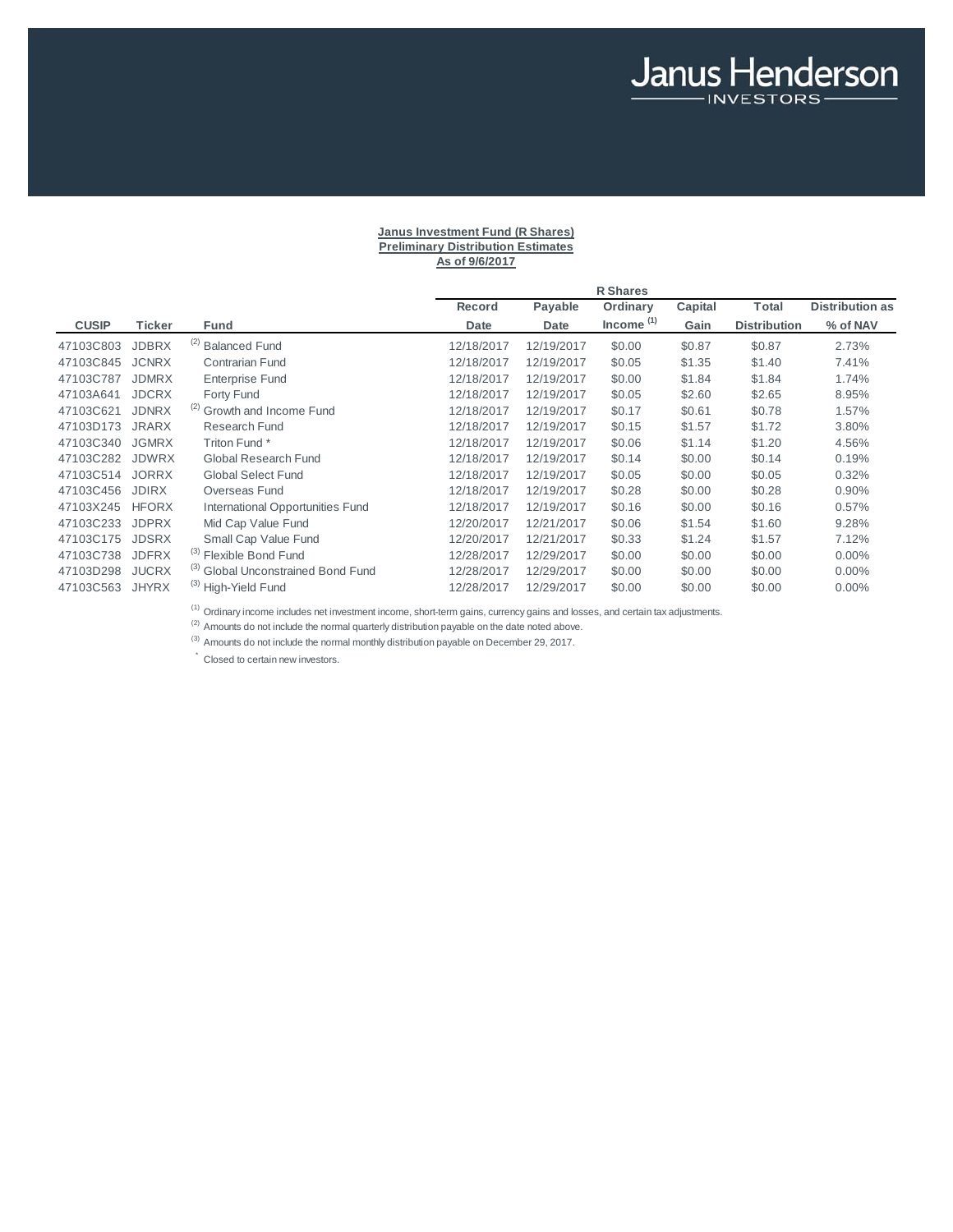Janus Henderson
INVESTORS

**Janus Investment Fund (R Shares)**
**Preliminary Distribution Estimates**
**As of 9/6/2017**

| | | | R Shares | | | | | | |
|---|---|---|---|---|---|---|---|---|---|
| **CUSIP** | **Ticker** | **Fund** | **Record Date** | **Payable Date** | **Ordinary Income [1]** | **Capital Gain** | **Total Distribution** | **Distribution as % of NAV** |
| 47103C803 | JDBRX | [2] Balanced Fund | 12/18/2017 | 12/19/2017 | $0.00 | $0.87 | $0.87 | 2.73% |
| 47103C845 | JCNRX | Contrarian Fund | 12/18/2017 | 12/19/2017 | $0.05 | $1.35 | $1.40 | 7.41% |
| 47103C787 | JDMRX | Enterprise Fund | 12/18/2017 | 12/19/2017 | $0.00 | $1.84 | $1.84 | 1.74% |
| 47103A641 | JDCRX | Forty Fund | 12/18/2017 | 12/19/2017 | $0.05 | $2.60 | $2.65 | 8.95% |
| 47103C621 | JDNRX | [2] Growth and Income Fund | 12/18/2017 | 12/19/2017 | $0.17 | $0.61 | $0.78 | 1.57% |
| 47103D173 | JRARX | Research Fund | 12/18/2017 | 12/19/2017 | $0.15 | $1.57 | $1.72 | 3.80% |
| 47103C340 | JGMRX | Triton Fund * | 12/18/2017 | 12/19/2017 | $0.06 | $1.14 | $1.20 | 4.56% |
| 47103C282 | JDWRX | Global Research Fund | 12/18/2017 | 12/19/2017 | $0.14 | $0.00 | $0.14 | 0.19% |
| 47103C514 | JORRX | Global Select Fund | 12/18/2017 | 12/19/2017 | $0.05 | $0.00 | $0.05 | 0.32% |
| 47103C456 | JDIRX | Overseas Fund | 12/18/2017 | 12/19/2017 | $0.28 | $0.00 | $0.28 | 0.90% |
| 47103X245 | HFORX | International Opportunities Fund | 12/18/2017 | 12/19/2017 | $0.16 | $0.00 | $0.16 | 0.57% |
| 47103C233 | JDPRX | Mid Cap Value Fund | 12/20/2017 | 12/21/2017 | $0.06 | $1.54 | $1.60 | 9.28% |
| 47103C175 | JDSRX | Small Cap Value Fund | 12/20/2017 | 12/21/2017 | $0.33 | $1.24 | $1.57 | 7.12% |
| 47103C738 | JDFRX | [3] Flexible Bond Fund | 12/28/2017 | 12/29/2017 | $0.00 | $0.00 | $0.00 | 0.00% |
| 47103D298 | JUCRX | [3] Global Unconstrained Bond Fund | 12/28/2017 | 12/29/2017 | $0.00 | $0.00 | $0.00 | 0.00% |
| 47103C563 | JHYRX | [3] High-Yield Fund | 12/28/2017 | 12/29/2017 | $0.00 | $0.00 | $0.00 | 0.00% |

[1] Ordinary income includes net investment income, short-term gains, currency gains and losses, and certain tax adjustments.

[2] Amounts do not include the normal quarterly distribution payable on the date noted above.

[3] Amounts do not include the normal monthly distribution payable on December 29, 2017.

\* Closed to certain new investors.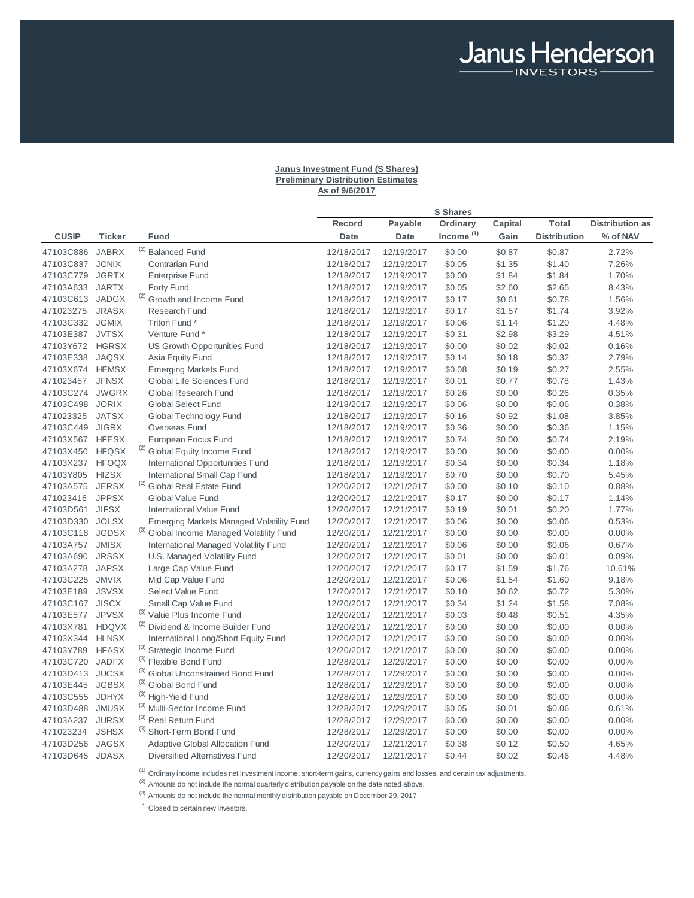Janus Henderson INVESTORS

**Janus Investment Fund (S Shares)**
**Preliminary Distribution Estimates**
**As of 9/6/2017**

| | | | S Shares | | | | | |
|---|---|---|---|---|---|---|---|---|
| **CUSIP** | **Ticker** | **Fund** | **Record Date** | **Payable Date** | **Ordinary Income [(1)]** | **Capital Gain** | **Total Distribution** | **Distribution as % of NAV** |
| 47103C886 | JABRX | [(2)] Balanced Fund | 12/18/2017 | 12/19/2017 | $0.00 | $0.87 | $0.87 | 2.72% |
| 47103C837 | JCNIX | Contrarian Fund | 12/18/2017 | 12/19/2017 | $0.05 | $1.35 | $1.40 | 7.26% |
| 47103C779 | JGRTX | Enterprise Fund | 12/18/2017 | 12/19/2017 | $0.00 | $1.84 | $1.84 | 1.70% |
| 47103A633 | JARTX | Forty Fund | 12/18/2017 | 12/19/2017 | $0.05 | $2.60 | $2.65 | 8.43% |
| 47103C613 | JADGX | [(2)] Growth and Income Fund | 12/18/2017 | 12/19/2017 | $0.17 | $0.61 | $0.78 | 1.56% |
| 471023275 | JRASX | Research Fund | 12/18/2017 | 12/19/2017 | $0.17 | $1.57 | $1.74 | 3.92% |
| 47103C332 | JGMIX | Triton Fund * | 12/18/2017 | 12/19/2017 | $0.06 | $1.14 | $1.20 | 4.48% |
| 47103E387 | JVTSX | Venture Fund * | 12/18/2017 | 12/19/2017 | $0.31 | $2.98 | $3.29 | 4.51% |
| 47103Y672 | HGRSX | US Growth Opportunities Fund | 12/18/2017 | 12/19/2017 | $0.00 | $0.02 | $0.02 | 0.16% |
| 47103E338 | JAQSX | Asia Equity Fund | 12/18/2017 | 12/19/2017 | $0.14 | $0.18 | $0.32 | 2.79% |
| 47103X674 | HEMSX | Emerging Markets Fund | 12/18/2017 | 12/19/2017 | $0.08 | $0.19 | $0.27 | 2.55% |
| 471023457 | JFNSX | Global Life Sciences Fund | 12/18/2017 | 12/19/2017 | $0.01 | $0.77 | $0.78 | 1.43% |
| 47103C274 | JWGRX | Global Research Fund | 12/18/2017 | 12/19/2017 | $0.26 | $0.00 | $0.26 | 0.35% |
| 47103C498 | JORIX | Global Select Fund | 12/18/2017 | 12/19/2017 | $0.06 | $0.00 | $0.06 | 0.38% |
| 471023325 | JATSX | Global Technology Fund | 12/18/2017 | 12/19/2017 | $0.16 | $0.92 | $1.08 | 3.85% |
| 47103C449 | JIGRX | Overseas Fund | 12/18/2017 | 12/19/2017 | $0.36 | $0.00 | $0.36 | 1.15% |
| 47103X567 | HFESX | European Focus Fund | 12/18/2017 | 12/19/2017 | $0.74 | $0.00 | $0.74 | 2.19% |
| 47103X450 | HFQSX | [(2)] Global Equity Income Fund | 12/18/2017 | 12/19/2017 | $0.00 | $0.00 | $0.00 | 0.00% |
| 47103X237 | HFOQX | International Opportunities Fund | 12/18/2017 | 12/19/2017 | $0.34 | $0.00 | $0.34 | 1.18% |
| 47103Y805 | HIZSX | International Small Cap Fund | 12/18/2017 | 12/19/2017 | $0.70 | $0.00 | $0.70 | 5.45% |
| 47103A575 | JERSX | [(2)] Global Real Estate Fund | 12/20/2017 | 12/21/2017 | $0.00 | $0.10 | $0.10 | 0.88% |
| 471023416 | JPPSX | Global Value Fund | 12/20/2017 | 12/21/2017 | $0.17 | $0.00 | $0.17 | 1.14% |
| 47103D561 | JIFSX | International Value Fund | 12/20/2017 | 12/21/2017 | $0.19 | $0.01 | $0.20 | 1.77% |
| 47103D330 | JOLSX | Emerging Markets Managed Volatility Fund | 12/20/2017 | 12/21/2017 | $0.06 | $0.00 | $0.06 | 0.53% |
| 47103C118 | JGDSX | [(3)] Global Income Managed Volatility Fund | 12/20/2017 | 12/21/2017 | $0.00 | $0.00 | $0.00 | 0.00% |
| 47103A757 | JMISX | International Managed Volatility Fund | 12/20/2017 | 12/21/2017 | $0.06 | $0.00 | $0.06 | 0.67% |
| 47103A690 | JRSSX | U.S. Managed Volatility Fund | 12/20/2017 | 12/21/2017 | $0.01 | $0.00 | $0.01 | 0.09% |
| 47103A278 | JAPSX | Large Cap Value Fund | 12/20/2017 | 12/21/2017 | $0.17 | $1.59 | $1.76 | 10.61% |
| 47103C225 | JMVIX | Mid Cap Value Fund | 12/20/2017 | 12/21/2017 | $0.06 | $1.54 | $1.60 | 9.18% |
| 47103E189 | JSVSX | Select Value Fund | 12/20/2017 | 12/21/2017 | $0.10 | $0.62 | $0.72 | 5.30% |
| 47103C167 | JISCX | Small Cap Value Fund | 12/20/2017 | 12/21/2017 | $0.34 | $1.24 | $1.58 | 7.08% |
| 47103E577 | JPVSX | [(3)] Value Plus Income Fund | 12/20/2017 | 12/21/2017 | $0.03 | $0.48 | $0.51 | 4.35% |
| 47103X781 | HDQVX | [(2)] Dividend & Income Builder Fund | 12/20/2017 | 12/21/2017 | $0.00 | $0.00 | $0.00 | 0.00% |
| 47103X344 | HLNSX | International Long/Short Equity Fund | 12/20/2017 | 12/21/2017 | $0.00 | $0.00 | $0.00 | 0.00% |
| 47103Y789 | HFASX | [(3)] Strategic Income Fund | 12/20/2017 | 12/21/2017 | $0.00 | $0.00 | $0.00 | 0.00% |
| 47103C720 | JADFX | [(3)] Flexible Bond Fund | 12/28/2017 | 12/29/2017 | $0.00 | $0.00 | $0.00 | 0.00% |
| 47103D413 | JUCSX | [(3)] Global Unconstrained Bond Fund | 12/28/2017 | 12/29/2017 | $0.00 | $0.00 | $0.00 | 0.00% |
| 47103E445 | JGBSX | [(3)] Global Bond Fund | 12/28/2017 | 12/29/2017 | $0.00 | $0.00 | $0.00 | 0.00% |
| 47103C555 | JDHYX | [(3)] High-Yield Fund | 12/28/2017 | 12/29/2017 | $0.00 | $0.00 | $0.00 | 0.00% |
| 47103D488 | JMUSX | [(3)] Multi-Sector Income Fund | 12/28/2017 | 12/29/2017 | $0.05 | $0.01 | $0.06 | 0.61% |
| 47103A237 | JURSX | [(3)] Real Return Fund | 12/28/2017 | 12/29/2017 | $0.00 | $0.00 | $0.00 | 0.00% |
| 471023234 | JSHSX | [(3)] Short-Term Bond Fund | 12/28/2017 | 12/29/2017 | $0.00 | $0.00 | $0.00 | 0.00% |
| 47103D256 | JAGSX | Adaptive Global Allocation Fund | 12/20/2017 | 12/21/2017 | $0.38 | $0.12 | $0.50 | 4.65% |
| 47103D645 | JDASX | Diversified Alternatives Fund | 12/20/2017 | 12/21/2017 | $0.44 | $0.02 | $0.46 | 4.48% |

[(1)] Ordinary income includes net investment income, short-term gains, currency gains and losses, and certain tax adjustments.

[(2)] Amounts do not include the normal quarterly distribution payable on the date noted above.

[(3)] Amounts do not include the normal monthly distribution payable on December 29, 2017.

* Closed to certain new investors.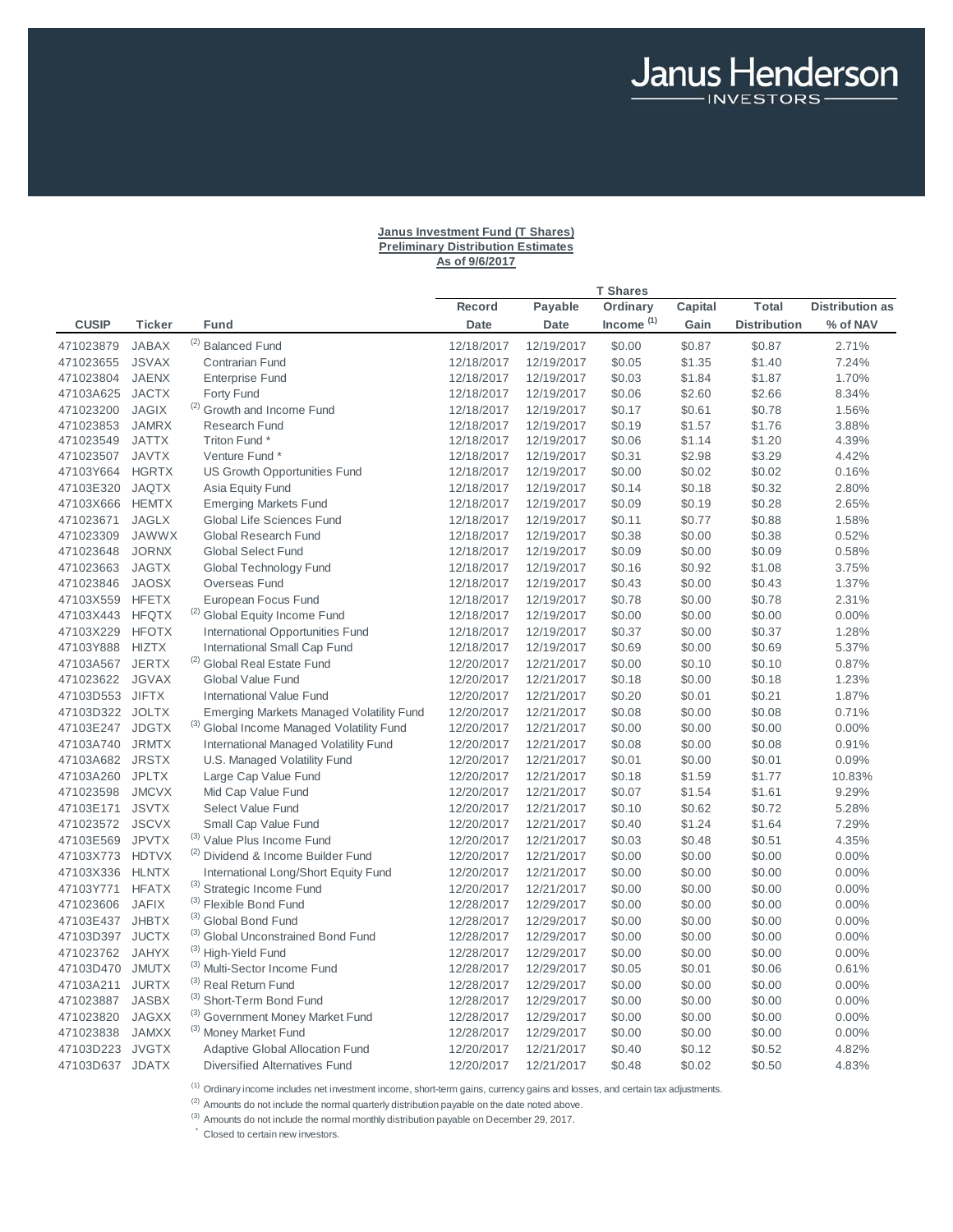Janus Henderson INVESTORS

**Janus Investment Fund (T Shares)**
**Preliminary Distribution Estimates**
**As of 9/6/2017**

| | | | T Shares | | | | | | |
|---|---|---|---|---|---|---|---|---|---|
| **CUSIP** | **Ticker** | **Fund** | **Record Date** | **Payable Date** | **Ordinary Income [1]** | **Capital Gain** | **Total Distribution** | **Distribution as % of NAV** |
| 471023879 | JABAX | [2] Balanced Fund | 12/18/2017 | 12/19/2017 | $0.00 | $0.87 | $0.87 | 2.71% |
| 471023655 | JSVAX | Contrarian Fund | 12/18/2017 | 12/19/2017 | $0.05 | $1.35 | $1.40 | 7.24% |
| 471023804 | JAENX | Enterprise Fund | 12/18/2017 | 12/19/2017 | $0.03 | $1.84 | $1.87 | 1.70% |
| 47103A625 | JACTX | Forty Fund | 12/18/2017 | 12/19/2017 | $0.06 | $2.60 | $2.66 | 8.34% |
| 471023200 | JAGIX | [2] Growth and Income Fund | 12/18/2017 | 12/19/2017 | $0.17 | $0.61 | $0.78 | 1.56% |
| 471023853 | JAMRX | Research Fund | 12/18/2017 | 12/19/2017 | $0.19 | $1.57 | $1.76 | 3.88% |
| 471023549 | JATTX | Triton Fund * | 12/18/2017 | 12/19/2017 | $0.06 | $1.14 | $1.20 | 4.39% |
| 471023507 | JAVTX | Venture Fund * | 12/18/2017 | 12/19/2017 | $0.31 | $2.98 | $3.29 | 4.42% |
| 47103Y664 | HGRTX | US Growth Opportunities Fund | 12/18/2017 | 12/19/2017 | $0.00 | $0.02 | $0.02 | 0.16% |
| 47103E320 | JAQTX | Asia Equity Fund | 12/18/2017 | 12/19/2017 | $0.14 | $0.18 | $0.32 | 2.80% |
| 47103X666 | HEMTX | Emerging Markets Fund | 12/18/2017 | 12/19/2017 | $0.09 | $0.19 | $0.28 | 2.65% |
| 471023671 | JAGLX | Global Life Sciences Fund | 12/18/2017 | 12/19/2017 | $0.11 | $0.77 | $0.88 | 1.58% |
| 471023309 | JAWWX | Global Research Fund | 12/18/2017 | 12/19/2017 | $0.38 | $0.00 | $0.38 | 0.52% |
| 471023648 | JORNX | Global Select Fund | 12/18/2017 | 12/19/2017 | $0.09 | $0.00 | $0.09 | 0.58% |
| 471023663 | JAGTX | Global Technology Fund | 12/18/2017 | 12/19/2017 | $0.16 | $0.92 | $1.08 | 3.75% |
| 471023846 | JAOSX | Overseas Fund | 12/18/2017 | 12/19/2017 | $0.43 | $0.00 | $0.43 | 1.37% |
| 47103X559 | HFETX | European Focus Fund | 12/18/2017 | 12/19/2017 | $0.78 | $0.00 | $0.78 | 2.31% |
| 47103X443 | HFQTX | [2] Global Equity Income Fund | 12/18/2017 | 12/19/2017 | $0.00 | $0.00 | $0.00 | 0.00% |
| 47103X229 | HFOTX | International Opportunities Fund | 12/18/2017 | 12/19/2017 | $0.37 | $0.00 | $0.37 | 1.28% |
| 47103Y888 | HIZTX | International Small Cap Fund | 12/18/2017 | 12/19/2017 | $0.69 | $0.00 | $0.69 | 5.37% |
| 47103A567 | JERTX | [2] Global Real Estate Fund | 12/20/2017 | 12/21/2017 | $0.00 | $0.10 | $0.10 | 0.87% |
| 471023622 | JGVAX | Global Value Fund | 12/20/2017 | 12/21/2017 | $0.18 | $0.00 | $0.18 | 1.23% |
| 47103D553 | JIFTX | International Value Fund | 12/20/2017 | 12/21/2017 | $0.20 | $0.01 | $0.21 | 1.87% |
| 47103D322 | JOLTX | Emerging Markets Managed Volatility Fund | 12/20/2017 | 12/21/2017 | $0.08 | $0.00 | $0.08 | 0.71% |
| 47103E247 | JDGTX | [3] Global Income Managed Volatility Fund | 12/20/2017 | 12/21/2017 | $0.00 | $0.00 | $0.00 | 0.00% |
| 47103A740 | JRMTX | International Managed Volatility Fund | 12/20/2017 | 12/21/2017 | $0.08 | $0.00 | $0.08 | 0.91% |
| 47103A682 | JRSTX | U.S. Managed Volatility Fund | 12/20/2017 | 12/21/2017 | $0.01 | $0.00 | $0.01 | 0.09% |
| 47103A260 | JPLTX | Large Cap Value Fund | 12/20/2017 | 12/21/2017 | $0.18 | $1.59 | $1.77 | 10.83% |
| 471023598 | JMCVX | Mid Cap Value Fund | 12/20/2017 | 12/21/2017 | $0.07 | $1.54 | $1.61 | 9.29% |
| 47103E171 | JSVTX | Select Value Fund | 12/20/2017 | 12/21/2017 | $0.10 | $0.62 | $0.72 | 5.28% |
| 471023572 | JSCVX | Small Cap Value Fund | 12/20/2017 | 12/21/2017 | $0.40 | $1.24 | $1.64 | 7.29% |
| 47103E569 | JPVTX | [3] Value Plus Income Fund | 12/20/2017 | 12/21/2017 | $0.03 | $0.48 | $0.51 | 4.35% |
| 47103X773 | HDTVX | [2] Dividend & Income Builder Fund | 12/20/2017 | 12/21/2017 | $0.00 | $0.00 | $0.00 | 0.00% |
| 47103X336 | HLNTX | International Long/Short Equity Fund | 12/20/2017 | 12/21/2017 | $0.00 | $0.00 | $0.00 | 0.00% |
| 47103Y771 | HFATX | [3] Strategic Income Fund | 12/20/2017 | 12/21/2017 | $0.00 | $0.00 | $0.00 | 0.00% |
| 471023606 | JAFIX | [3] Flexible Bond Fund | 12/28/2017 | 12/29/2017 | $0.00 | $0.00 | $0.00 | 0.00% |
| 47103E437 | JHBTX | [3] Global Bond Fund | 12/28/2017 | 12/29/2017 | $0.00 | $0.00 | $0.00 | 0.00% |
| 47103D397 | JUCTX | [3] Global Unconstrained Bond Fund | 12/28/2017 | 12/29/2017 | $0.00 | $0.00 | $0.00 | 0.00% |
| 471023762 | JAHYX | [3] High-Yield Fund | 12/28/2017 | 12/29/2017 | $0.00 | $0.00 | $0.00 | 0.00% |
| 47103D470 | JMUTX | [3] Multi-Sector Income Fund | 12/28/2017 | 12/29/2017 | $0.05 | $0.01 | $0.06 | 0.61% |
| 47103A211 | JURTX | [3] Real Return Fund | 12/28/2017 | 12/29/2017 | $0.00 | $0.00 | $0.00 | 0.00% |
| 471023887 | JASBX | [3] Short-Term Bond Fund | 12/28/2017 | 12/29/2017 | $0.00 | $0.00 | $0.00 | 0.00% |
| 471023820 | JAGXX | [3] Government Money Market Fund | 12/28/2017 | 12/29/2017 | $0.00 | $0.00 | $0.00 | 0.00% |
| 471023838 | JAMXX | [3] Money Market Fund | 12/28/2017 | 12/29/2017 | $0.00 | $0.00 | $0.00 | 0.00% |
| 47103D223 | JVGTX | Adaptive Global Allocation Fund | 12/20/2017 | 12/21/2017 | $0.40 | $0.12 | $0.52 | 4.82% |
| 47103D637 | JDATX | Diversified Alternatives Fund | 12/20/2017 | 12/21/2017 | $0.48 | $0.02 | $0.50 | 4.83% |

[1] Ordinary income includes net investment income, short-term gains, currency gains and losses, and certain tax adjustments.

[2] Amounts do not include the normal quarterly distribution payable on the date noted above.

[3] Amounts do not include the normal monthly distribution payable on December 29, 2017.

* Closed to certain new investors.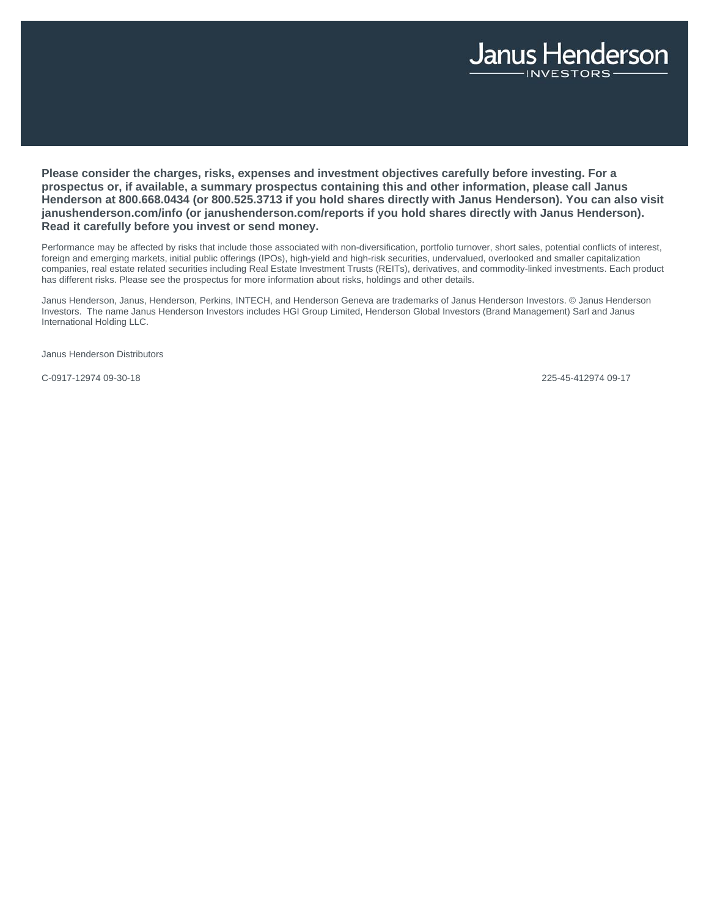Janus Henderson
INVESTORS

**Please consider the charges, risks, expenses and investment objectives carefully before investing. For a prospectus or, if available, a summary prospectus containing this and other information, please call Janus Henderson at 800.668.0434 (or 800.525.3713 if you hold shares directly with Janus Henderson). You can also visit janushenderson.com/info (or janushenderson.com/reports if you hold shares directly with Janus Henderson). Read it carefully before you invest or send money.**

Performance may be affected by risks that include those associated with non-diversification, portfolio turnover, short sales, potential conflicts of interest, foreign and emerging markets, initial public offerings (IPOs), high-yield and high-risk securities, undervalued, overlooked and smaller capitalization companies, real estate related securities including Real Estate Investment Trusts (REITs), derivatives, and commodity-linked investments. Each product has different risks. Please see the prospectus for more information about risks, holdings and other details.

Janus Henderson, Janus, Henderson, Perkins, INTECH, and Henderson Geneva are trademarks of Janus Henderson Investors. © Janus Henderson Investors. The name Janus Henderson Investors includes HGI Group Limited, Henderson Global Investors (Brand Management) Sarl and Janus International Holding LLC.

Janus Henderson Distributors

C-0917-12974 09-30-18

225-45-412974 09-17